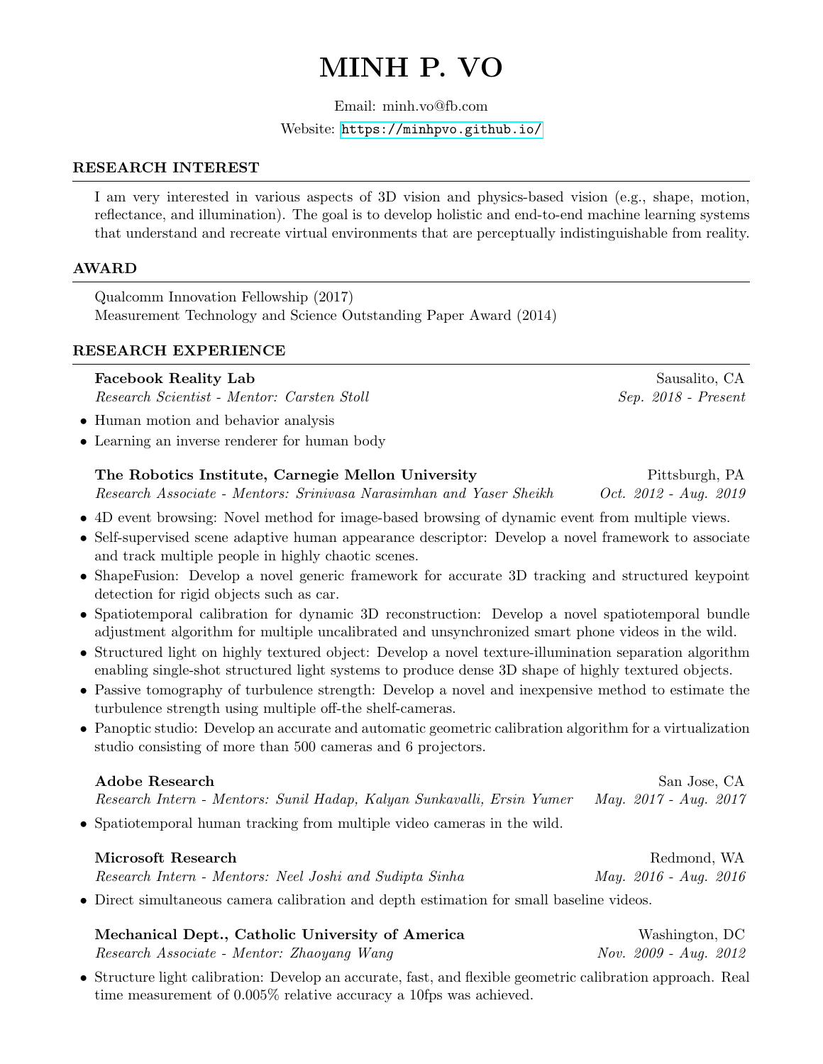# MINH P. VO

Email: minh.vo@fb.com

Website: https://minhpvo.github.io/

## RESEARCH INTEREST

I am very interested in various aspects of 3D vision and physics-based vision (e.g., shape, motion, reflectance, and illumination). The goal is to develop holistic and end-to-end machine learning systems that understand and recreate virtual environments that are perceptually indistinguishable from reality.

## AWARD

Qualcomm Innovation Fellowship (2017)

Measurement Technology and Science Outstanding Paper Award (2014)

## RESEARCH EXPERIENCE

**Facebook Reality Lab** — Sausalito, CA

*Research Scientist - Mentor: Carsten Stoll* — *Sep. 2018 - Present*

- Human motion and behavior analysis
- Learning an inverse renderer for human body

**The Robotics Institute, Carnegie Mellon University** — Pittsburgh, PA

*Research Associate - Mentors: Srinivasa Narasimhan and Yaser Sheikh* — *Oct. 2012 - Aug. 2019*

- 4D event browsing: Novel method for image-based browsing of dynamic event from multiple views.
- Self-supervised scene adaptive human appearance descriptor: Develop a novel framework to associate and track multiple people in highly chaotic scenes.
- ShapeFusion: Develop a novel generic framework for accurate 3D tracking and structured keypoint detection for rigid objects such as car.
- Spatiotemporal calibration for dynamic 3D reconstruction: Develop a novel spatiotemporal bundle adjustment algorithm for multiple uncalibrated and unsynchronized smart phone videos in the wild.
- Structured light on highly textured object: Develop a novel texture-illumination separation algorithm enabling single-shot structured light systems to produce dense 3D shape of highly textured objects.
- Passive tomography of turbulence strength: Develop a novel and inexpensive method to estimate the turbulence strength using multiple off-the shelf-cameras.
- Panoptic studio: Develop an accurate and automatic geometric calibration algorithm for a virtualization studio consisting of more than 500 cameras and 6 projectors.

**Adobe Research** — San Jose, CA

*Research Intern - Mentors: Sunil Hadap, Kalyan Sunkavalli, Ersin Yumer* — *May. 2017 - Aug. 2017*

- Spatiotemporal human tracking from multiple video cameras in the wild.

**Microsoft Research** — Redmond, WA

*Research Intern - Mentors: Neel Joshi and Sudipta Sinha* — *May. 2016 - Aug. 2016*

- Direct simultaneous camera calibration and depth estimation for small baseline videos.

**Mechanical Dept., Catholic University of America** — Washington, DC

*Research Associate - Mentor: Zhaoyang Wang* — *Nov. 2009 - Aug. 2012*

- Structure light calibration: Develop an accurate, fast, and flexible geometric calibration approach. Real time measurement of 0.005% relative accuracy a 10fps was achieved.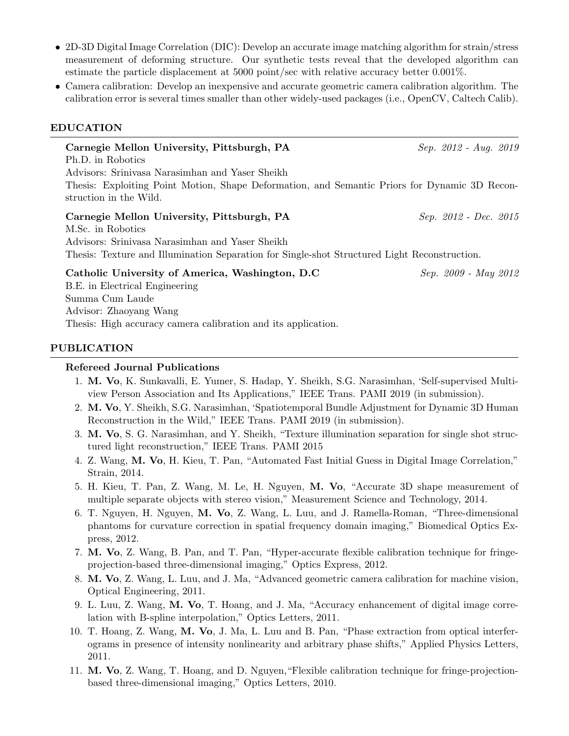- 2D-3D Digital Image Correlation (DIC): Develop an accurate image matching algorithm for strain/stress measurement of deforming structure. Our synthetic tests reveal that the developed algorithm can estimate the particle displacement at 5000 point/sec with relative accuracy better 0.001%.
- Camera calibration: Develop an inexpensive and accurate geometric camera calibration algorithm. The calibration error is several times smaller than other widely-used packages (i.e., OpenCV, Caltech Calib).

## EDUCATION

**Carnegie Mellon University, Pittsburgh, PA** *Sep. 2012 - Aug. 2019*
Ph.D. in Robotics
Advisors: Srinivasa Narasimhan and Yaser Sheikh
Thesis: Exploiting Point Motion, Shape Deformation, and Semantic Priors for Dynamic 3D Reconstruction in the Wild.

**Carnegie Mellon University, Pittsburgh, PA** *Sep. 2012 - Dec. 2015*
M.Sc. in Robotics
Advisors: Srinivasa Narasimhan and Yaser Sheikh
Thesis: Texture and Illumination Separation for Single-shot Structured Light Reconstruction.

**Catholic University of America, Washington, D.C** *Sep. 2009 - May 2012*
B.E. in Electrical Engineering
Summa Cum Laude
Advisor: Zhaoyang Wang
Thesis: High accuracy camera calibration and its application.

## PUBLICATION

### Refereed Journal Publications

1. **M. Vo**, K. Sunkavalli, E. Yumer, S. Hadap, Y. Sheikh, S.G. Narasimhan, 'Self-supervised Multi-view Person Association and Its Applications," IEEE Trans. PAMI 2019 (in submission).
2. **M. Vo**, Y. Sheikh, S.G. Narasimhan, 'Spatiotemporal Bundle Adjustment for Dynamic 3D Human Reconstruction in the Wild," IEEE Trans. PAMI 2019 (in submission).
3. **M. Vo**, S. G. Narasimhan, and Y. Sheikh, "Texture illumination separation for single shot structured light reconstruction," IEEE Trans. PAMI 2015
4. Z. Wang, **M. Vo**, H. Kieu, T. Pan, "Automated Fast Initial Guess in Digital Image Correlation," Strain, 2014.
5. H. Kieu, T. Pan, Z. Wang, M. Le, H. Nguyen, **M. Vo**, "Accurate 3D shape measurement of multiple separate objects with stereo vision," Measurement Science and Technology, 2014.
6. T. Nguyen, H. Nguyen, **M. Vo**, Z. Wang, L. Luu, and J. Ramella-Roman, "Three-dimensional phantoms for curvature correction in spatial frequency domain imaging," Biomedical Optics Express, 2012.
7. **M. Vo**, Z. Wang, B. Pan, and T. Pan, "Hyper-accurate flexible calibration technique for fringe-projection-based three-dimensional imaging," Optics Express, 2012.
8. **M. Vo**, Z. Wang, L. Luu, and J. Ma, "Advanced geometric camera calibration for machine vision, Optical Engineering, 2011.
9. L. Luu, Z. Wang, **M. Vo**, T. Hoang, and J. Ma, "Accuracy enhancement of digital image correlation with B-spline interpolation," Optics Letters, 2011.
10. T. Hoang, Z. Wang, **M. Vo**, J. Ma, L. Luu and B. Pan, "Phase extraction from optical interferograms in presence of intensity nonlinearity and arbitrary phase shifts," Applied Physics Letters, 2011.
11. **M. Vo**, Z. Wang, T. Hoang, and D. Nguyen,"Flexible calibration technique for fringe-projection-based three-dimensional imaging," Optics Letters, 2010.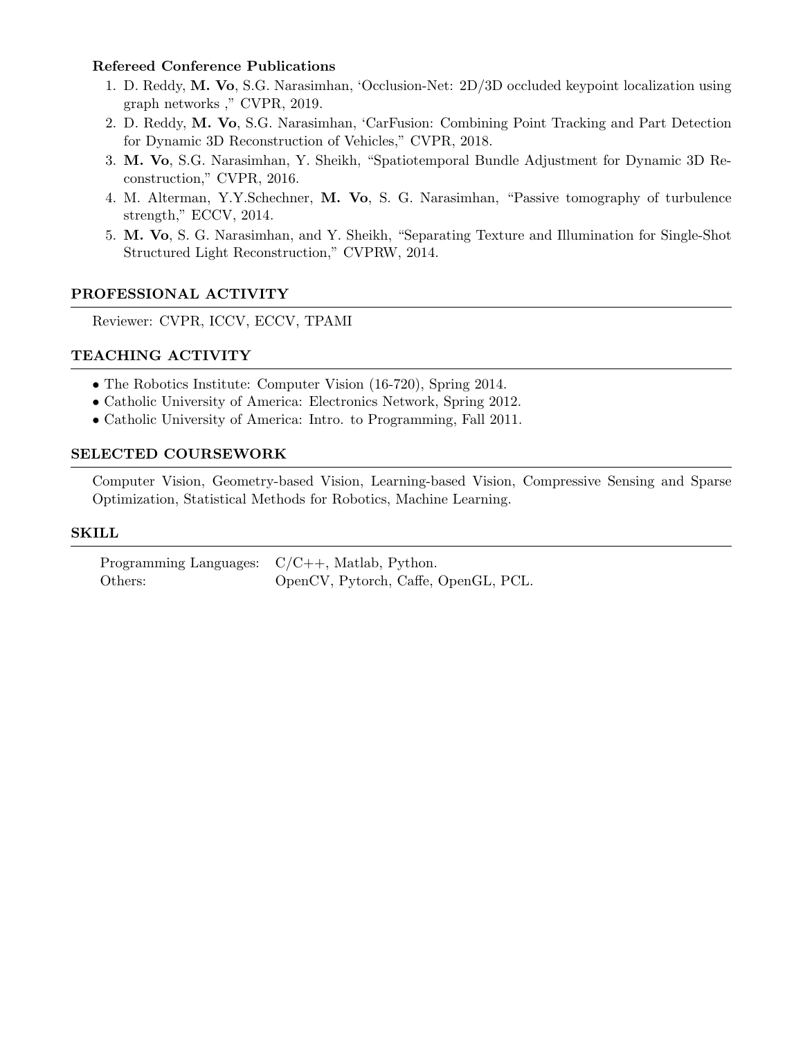**Refereed Conference Publications**

1. D. Reddy, **M. Vo**, S.G. Narasimhan, 'Occlusion-Net: 2D/3D occluded keypoint localization using graph networks ," CVPR, 2019.
2. D. Reddy, **M. Vo**, S.G. Narasimhan, 'CarFusion: Combining Point Tracking and Part Detection for Dynamic 3D Reconstruction of Vehicles," CVPR, 2018.
3. **M. Vo**, S.G. Narasimhan, Y. Sheikh, "Spatiotemporal Bundle Adjustment for Dynamic 3D Reconstruction," CVPR, 2016.
4. M. Alterman, Y.Y.Schechner, **M. Vo**, S. G. Narasimhan, "Passive tomography of turbulence strength," ECCV, 2014.
5. **M. Vo**, S. G. Narasimhan, and Y. Sheikh, "Separating Texture and Illumination for Single-Shot Structured Light Reconstruction," CVPRW, 2014.

## PROFESSIONAL ACTIVITY

Reviewer: CVPR, ICCV, ECCV, TPAMI

## TEACHING ACTIVITY

- The Robotics Institute: Computer Vision (16-720), Spring 2014.
- Catholic University of America: Electronics Network, Spring 2012.
- Catholic University of America: Intro. to Programming, Fall 2011.

## SELECTED COURSEWORK

Computer Vision, Geometry-based Vision, Learning-based Vision, Compressive Sensing and Sparse Optimization, Statistical Methods for Robotics, Machine Learning.

## SKILL

| | |
|---|---|
| Programming Languages: | C/C++, Matlab, Python. |
| Others: | OpenCV, Pytorch, Caffe, OpenGL, PCL. |